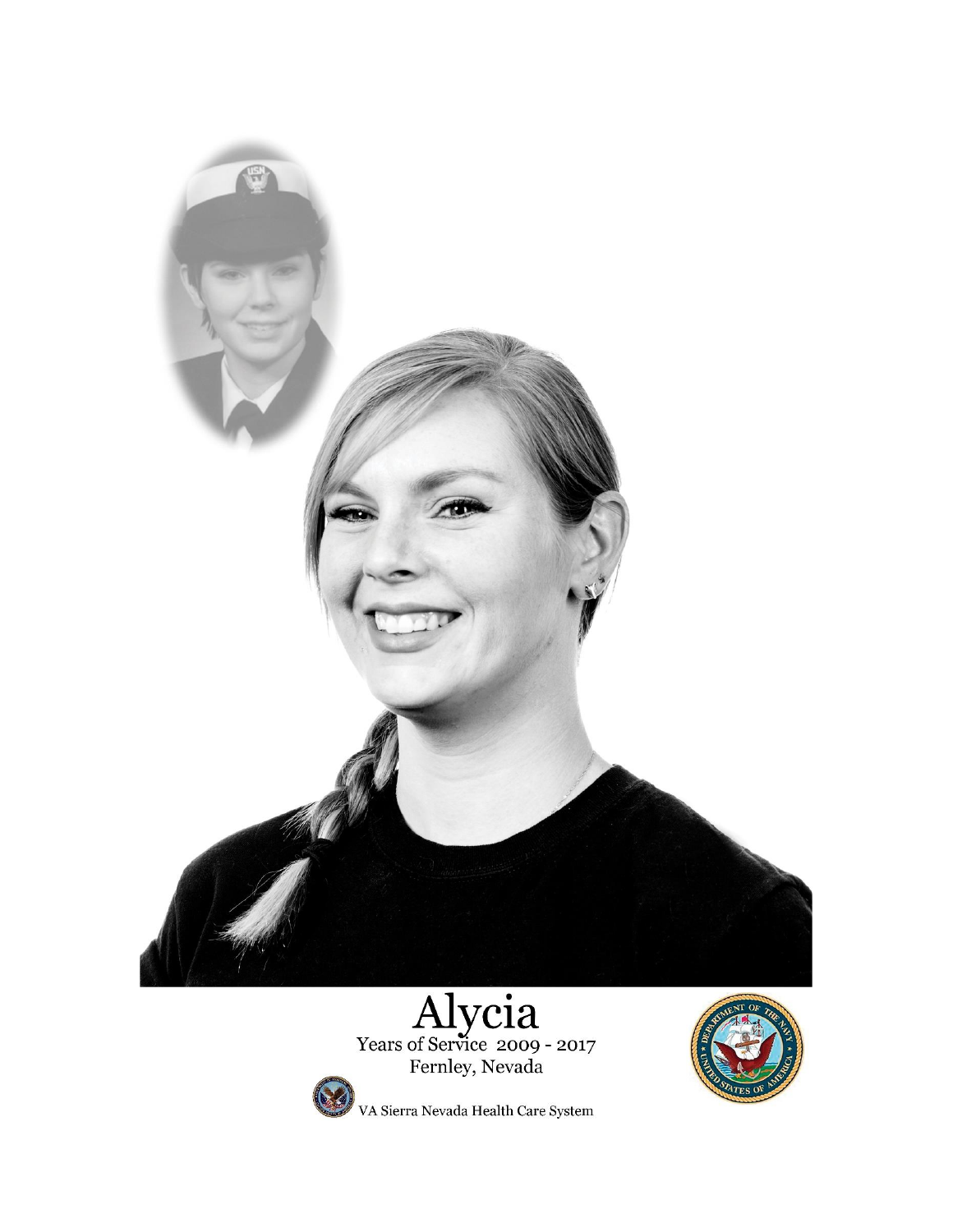# Alycia

Years of Service 2009 - 2017

Fernley, Nevada

VA Sierra Nevada Health Care System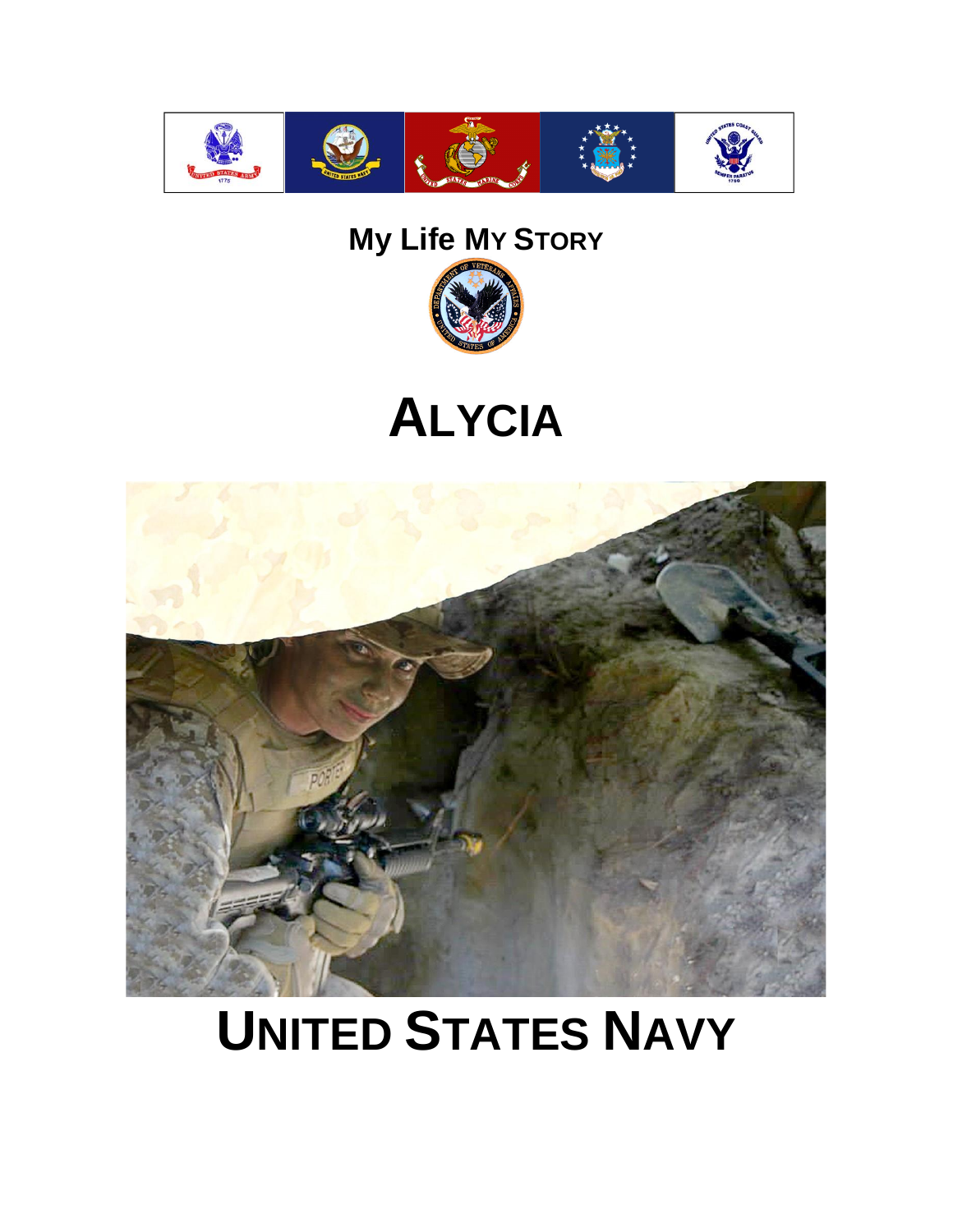# My Life My Story

# Alycia

# United States Navy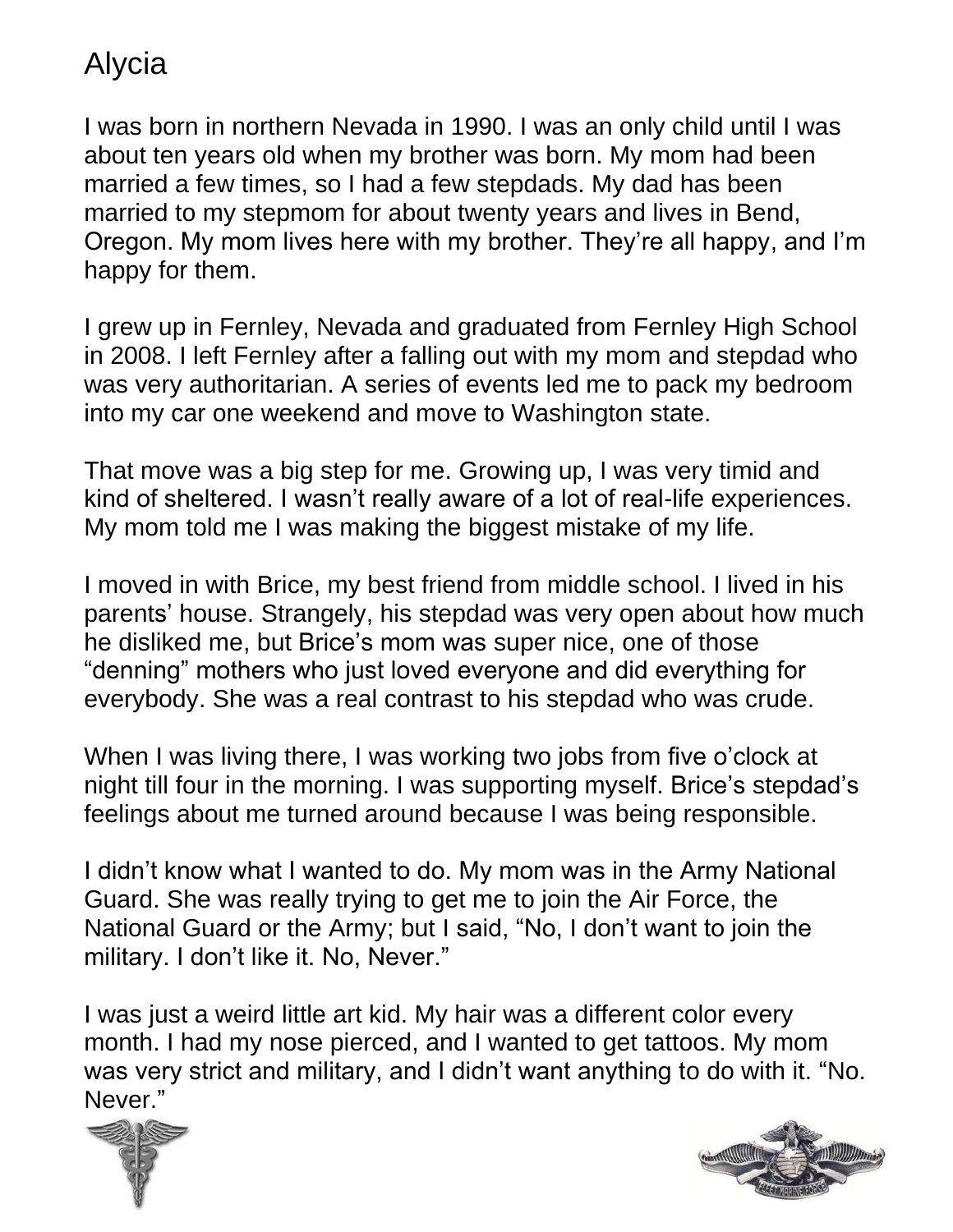# Alycia

I was born in northern Nevada in 1990. I was an only child until I was about ten years old when my brother was born. My mom had been married a few times, so I had a few stepdads. My dad has been married to my stepmom for about twenty years and lives in Bend, Oregon. My mom lives here with my brother. They're all happy, and I'm happy for them.

I grew up in Fernley, Nevada and graduated from Fernley High School in 2008. I left Fernley after a falling out with my mom and stepdad who was very authoritarian. A series of events led me to pack my bedroom into my car one weekend and move to Washington state.

That move was a big step for me. Growing up, I was very timid and kind of sheltered. I wasn't really aware of a lot of real-life experiences. My mom told me I was making the biggest mistake of my life.

I moved in with Brice, my best friend from middle school. I lived in his parents' house. Strangely, his stepdad was very open about how much he disliked me, but Brice's mom was super nice, one of those "denning" mothers who just loved everyone and did everything for everybody. She was a real contrast to his stepdad who was crude.

When I was living there, I was working two jobs from five o'clock at night till four in the morning. I was supporting myself. Brice's stepdad's feelings about me turned around because I was being responsible.

I didn't know what I wanted to do. My mom was in the Army National Guard. She was really trying to get me to join the Air Force, the National Guard or the Army; but I said, "No, I don't want to join the military. I don't like it. No, Never."

I was just a weird little art kid. My hair was a different color every month. I had my nose pierced, and I wanted to get tattoos. My mom was very strict and military, and I didn't want anything to do with it. "No. Never."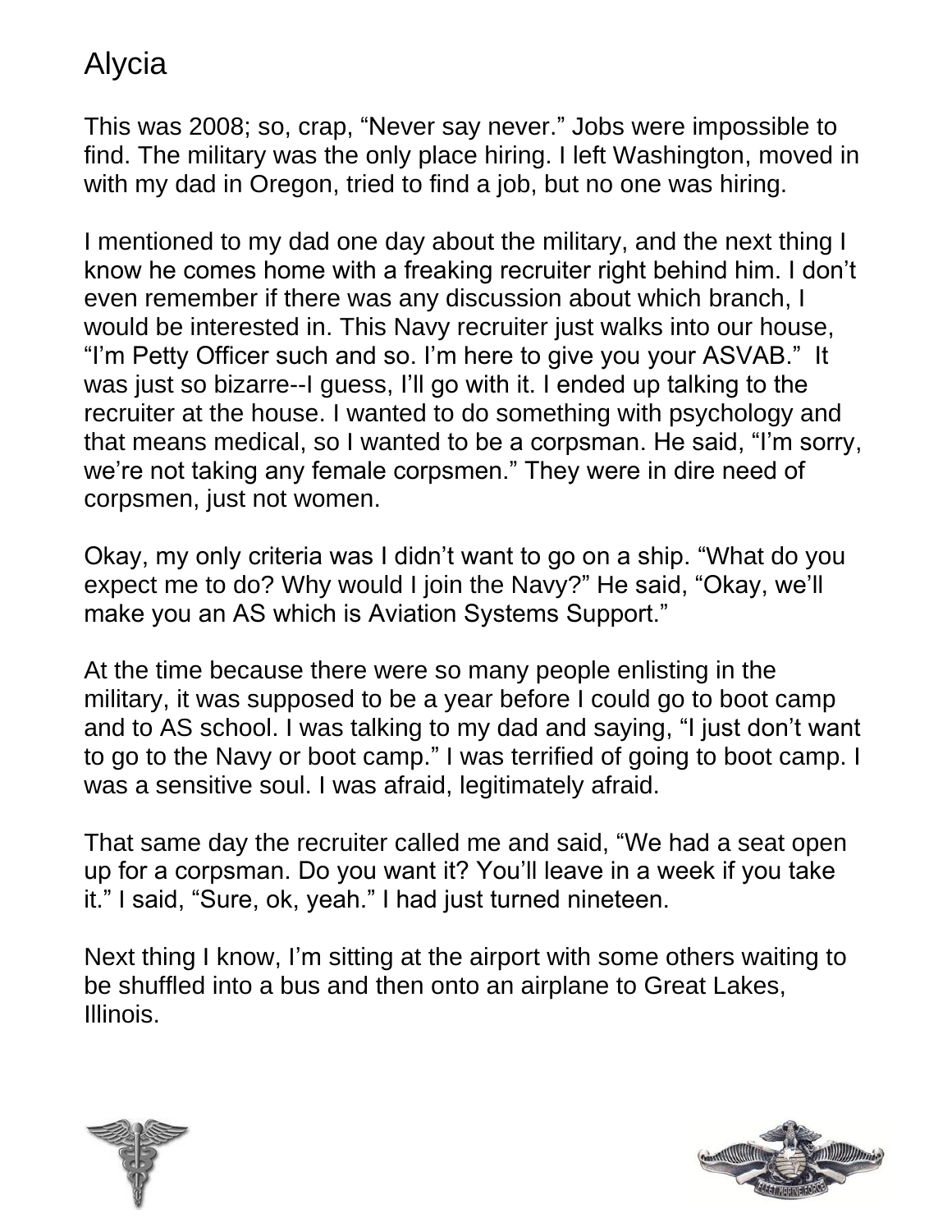# Alycia

This was 2008; so, crap, "Never say never." Jobs were impossible to find. The military was the only place hiring. I left Washington, moved in with my dad in Oregon, tried to find a job, but no one was hiring.

I mentioned to my dad one day about the military, and the next thing I know he comes home with a freaking recruiter right behind him. I don't even remember if there was any discussion about which branch, I would be interested in. This Navy recruiter just walks into our house, "I'm Petty Officer such and so. I'm here to give you your ASVAB." It was just so bizarre--I guess, I'll go with it. I ended up talking to the recruiter at the house. I wanted to do something with psychology and that means medical, so I wanted to be a corpsman. He said, "I'm sorry, we're not taking any female corpsmen." They were in dire need of corpsmen, just not women.

Okay, my only criteria was I didn't want to go on a ship. "What do you expect me to do? Why would I join the Navy?" He said, "Okay, we'll make you an AS which is Aviation Systems Support."

At the time because there were so many people enlisting in the military, it was supposed to be a year before I could go to boot camp and to AS school. I was talking to my dad and saying, "I just don't want to go to the Navy or boot camp." I was terrified of going to boot camp. I was a sensitive soul. I was afraid, legitimately afraid.

That same day the recruiter called me and said, "We had a seat open up for a corpsman. Do you want it? You'll leave in a week if you take it." I said, "Sure, ok, yeah." I had just turned nineteen.

Next thing I know, I'm sitting at the airport with some others waiting to be shuffled into a bus and then onto an airplane to Great Lakes, Illinois.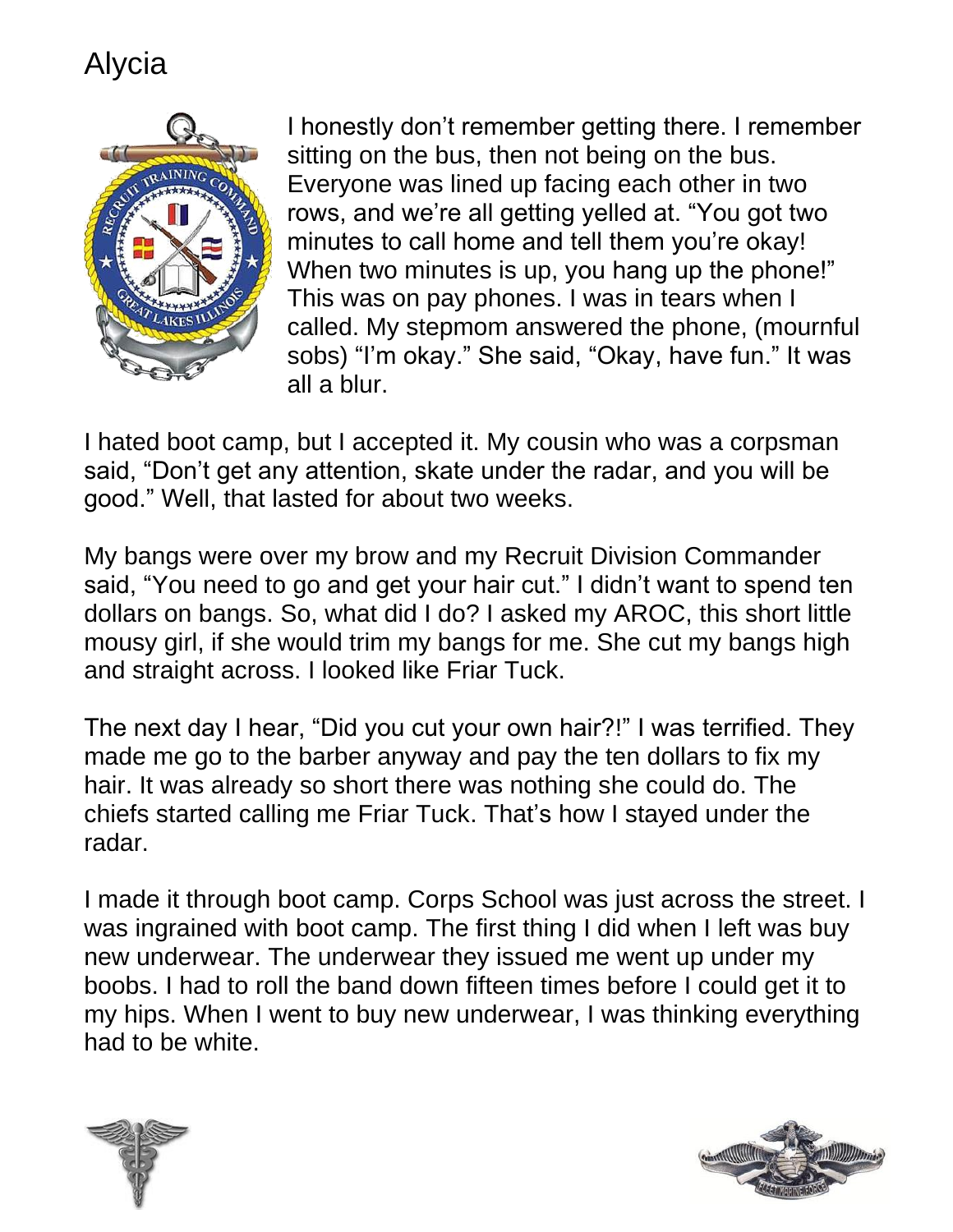# Alycia

I honestly don't remember getting there. I remember sitting on the bus, then not being on the bus. Everyone was lined up facing each other in two rows, and we're all getting yelled at. "You got two minutes to call home and tell them you're okay! When two minutes is up, you hang up the phone!" This was on pay phones. I was in tears when I called. My stepmom answered the phone, (mournful sobs) "I'm okay." She said, "Okay, have fun." It was all a blur.

I hated boot camp, but I accepted it. My cousin who was a corpsman said, "Don't get any attention, skate under the radar, and you will be good." Well, that lasted for about two weeks.

My bangs were over my brow and my Recruit Division Commander said, "You need to go and get your hair cut." I didn't want to spend ten dollars on bangs. So, what did I do? I asked my AROC, this short little mousy girl, if she would trim my bangs for me. She cut my bangs high and straight across. I looked like Friar Tuck.

The next day I hear, "Did you cut your own hair?!" I was terrified. They made me go to the barber anyway and pay the ten dollars to fix my hair. It was already so short there was nothing she could do. The chiefs started calling me Friar Tuck. That's how I stayed under the radar.

I made it through boot camp. Corps School was just across the street. I was ingrained with boot camp. The first thing I did when I left was buy new underwear. The underwear they issued me went up under my boobs. I had to roll the band down fifteen times before I could get it to my hips. When I went to buy new underwear, I was thinking everything had to be white.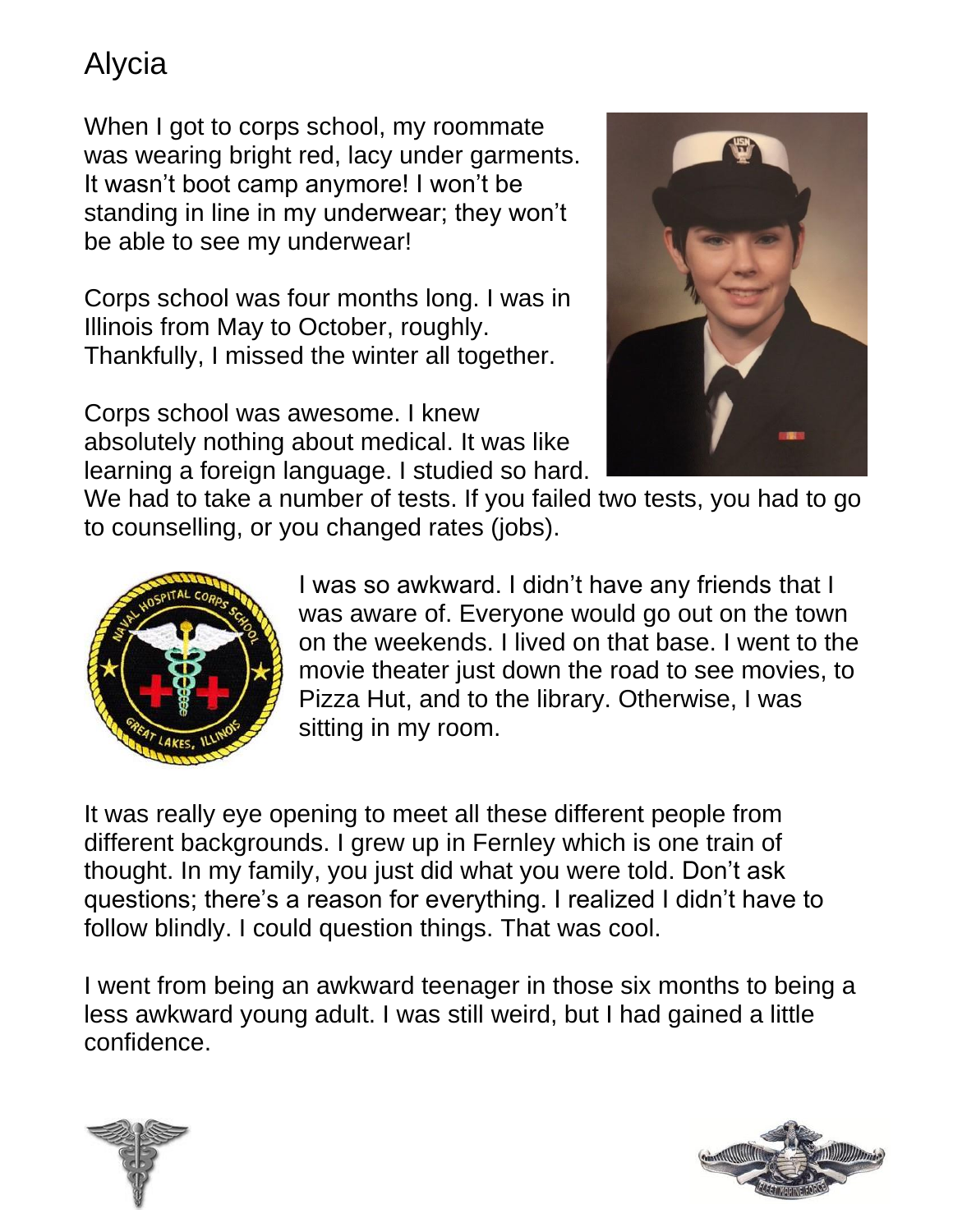# Alycia

When I got to corps school, my roommate was wearing bright red, lacy under garments. It wasn't boot camp anymore! I won't be standing in line in my underwear; they won't be able to see my underwear!

Corps school was four months long. I was in Illinois from May to October, roughly. Thankfully, I missed the winter all together.

Corps school was awesome. I knew absolutely nothing about medical. It was like learning a foreign language. I studied so hard. We had to take a number of tests. If you failed two tests, you had to go to counselling, or you changed rates (jobs).

I was so awkward. I didn't have any friends that I was aware of. Everyone would go out on the town on the weekends. I lived on that base. I went to the movie theater just down the road to see movies, to Pizza Hut, and to the library. Otherwise, I was sitting in my room.

It was really eye opening to meet all these different people from different backgrounds. I grew up in Fernley which is one train of thought. In my family, you just did what you were told. Don't ask questions; there's a reason for everything. I realized I didn't have to follow blindly. I could question things. That was cool.

I went from being an awkward teenager in those six months to being a less awkward young adult. I was still weird, but I had gained a little confidence.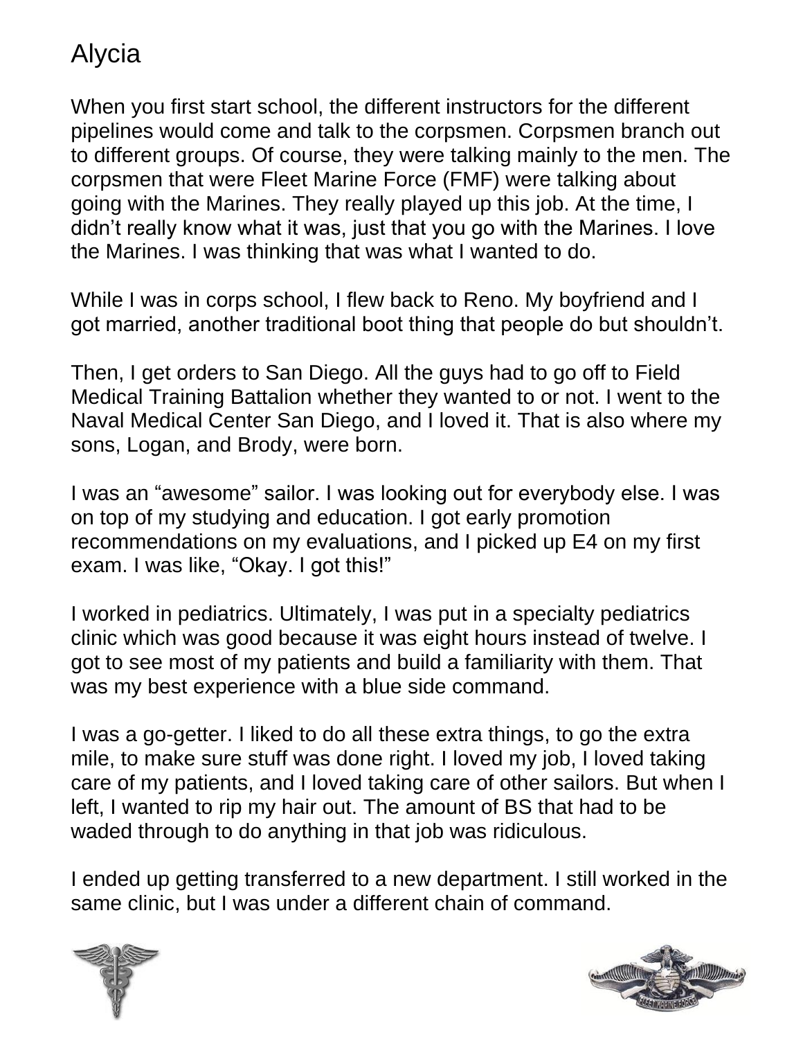# Alycia

When you first start school, the different instructors for the different pipelines would come and talk to the corpsmen. Corpsmen branch out to different groups. Of course, they were talking mainly to the men. The corpsmen that were Fleet Marine Force (FMF) were talking about going with the Marines. They really played up this job. At the time, I didn't really know what it was, just that you go with the Marines. I love the Marines. I was thinking that was what I wanted to do.

While I was in corps school, I flew back to Reno. My boyfriend and I got married, another traditional boot thing that people do but shouldn't.

Then, I get orders to San Diego. All the guys had to go off to Field Medical Training Battalion whether they wanted to or not. I went to the Naval Medical Center San Diego, and I loved it. That is also where my sons, Logan, and Brody, were born.

I was an "awesome" sailor. I was looking out for everybody else. I was on top of my studying and education. I got early promotion recommendations on my evaluations, and I picked up E4 on my first exam. I was like, "Okay. I got this!"

I worked in pediatrics. Ultimately, I was put in a specialty pediatrics clinic which was good because it was eight hours instead of twelve. I got to see most of my patients and build a familiarity with them. That was my best experience with a blue side command.

I was a go-getter. I liked to do all these extra things, to go the extra mile, to make sure stuff was done right. I loved my job, I loved taking care of my patients, and I loved taking care of other sailors. But when I left, I wanted to rip my hair out. The amount of BS that had to be waded through to do anything in that job was ridiculous.

I ended up getting transferred to a new department. I still worked in the same clinic, but I was under a different chain of command.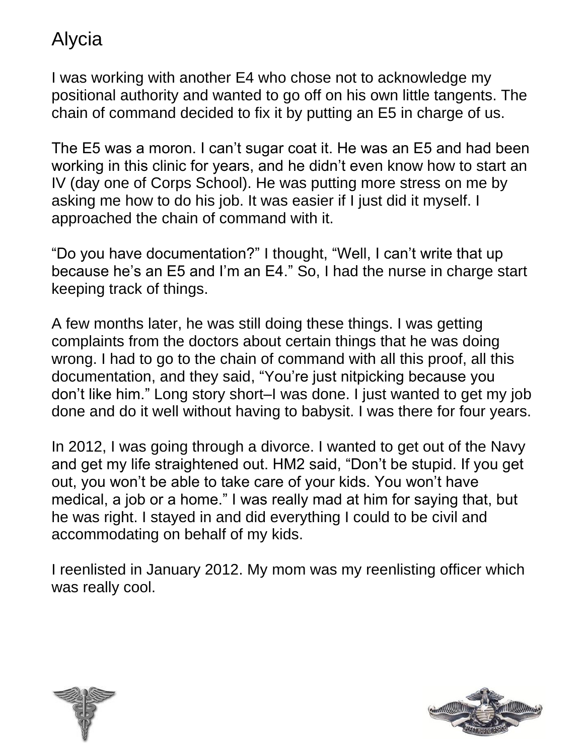# Alycia

I was working with another E4 who chose not to acknowledge my positional authority and wanted to go off on his own little tangents. The chain of command decided to fix it by putting an E5 in charge of us.

The E5 was a moron. I can't sugar coat it. He was an E5 and had been working in this clinic for years, and he didn't even know how to start an IV (day one of Corps School). He was putting more stress on me by asking me how to do his job. It was easier if I just did it myself. I approached the chain of command with it.

"Do you have documentation?" I thought, "Well, I can't write that up because he's an E5 and I'm an E4." So, I had the nurse in charge start keeping track of things.

A few months later, he was still doing these things. I was getting complaints from the doctors about certain things that he was doing wrong. I had to go to the chain of command with all this proof, all this documentation, and they said, "You're just nitpicking because you don't like him." Long story short–I was done. I just wanted to get my job done and do it well without having to babysit. I was there for four years.

In 2012, I was going through a divorce. I wanted to get out of the Navy and get my life straightened out. HM2 said, "Don't be stupid. If you get out, you won't be able to take care of your kids. You won't have medical, a job or a home." I was really mad at him for saying that, but he was right. I stayed in and did everything I could to be civil and accommodating on behalf of my kids.

I reenlisted in January 2012. My mom was my reenlisting officer which was really cool.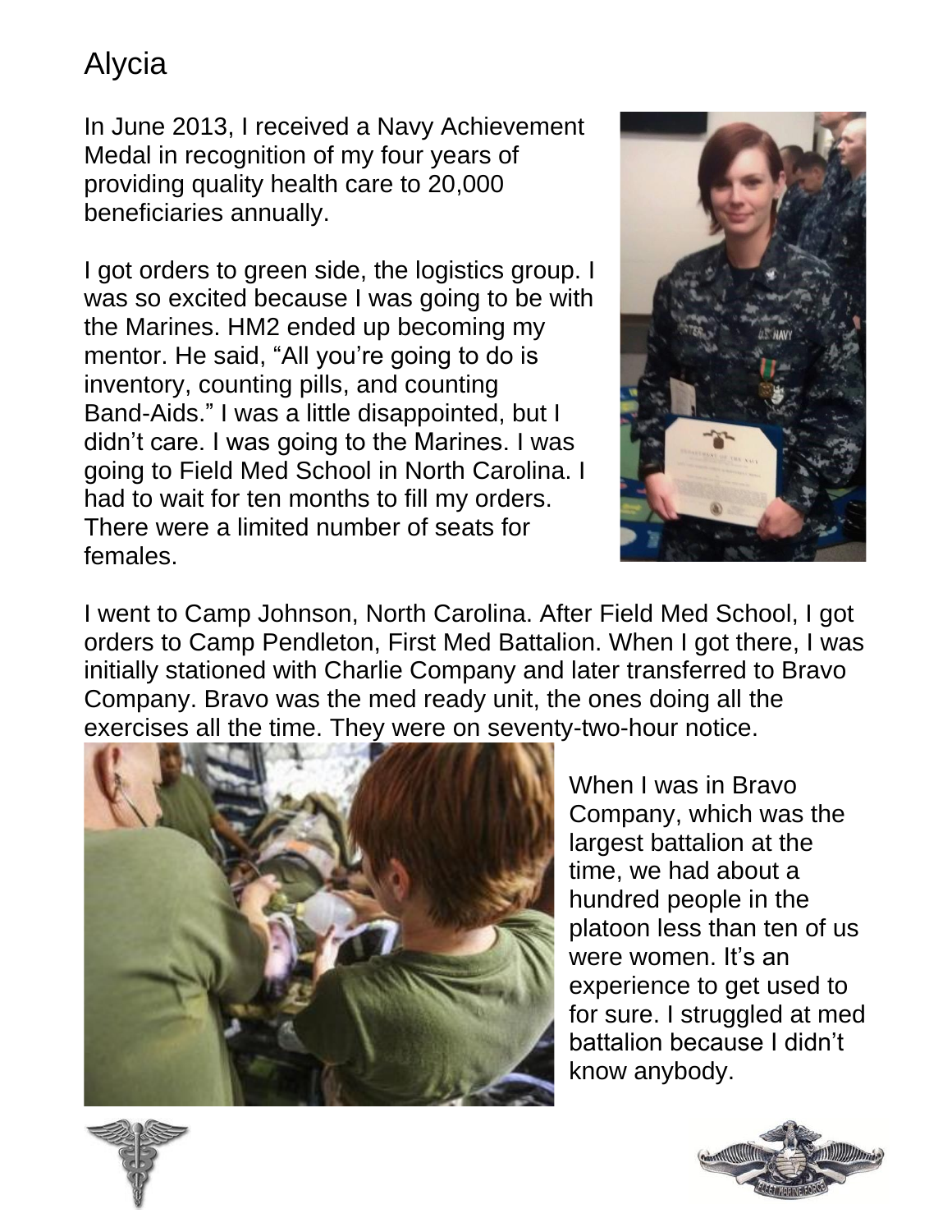# Alycia

In June 2013, I received a Navy Achievement Medal in recognition of my four years of providing quality health care to 20,000 beneficiaries annually.

I got orders to green side, the logistics group. I was so excited because I was going to be with the Marines. HM2 ended up becoming my mentor. He said, "All you're going to do is inventory, counting pills, and counting Band-Aids." I was a little disappointed, but I didn't care. I was going to the Marines. I was going to Field Med School in North Carolina. I had to wait for ten months to fill my orders. There were a limited number of seats for females.

I went to Camp Johnson, North Carolina. After Field Med School, I got orders to Camp Pendleton, First Med Battalion. When I got there, I was initially stationed with Charlie Company and later transferred to Bravo Company. Bravo was the med ready unit, the ones doing all the exercises all the time. They were on seventy-two-hour notice.

When I was in Bravo Company, which was the largest battalion at the time, we had about a hundred people in the platoon less than ten of us were women. It's an experience to get used to for sure. I struggled at med battalion because I didn't know anybody.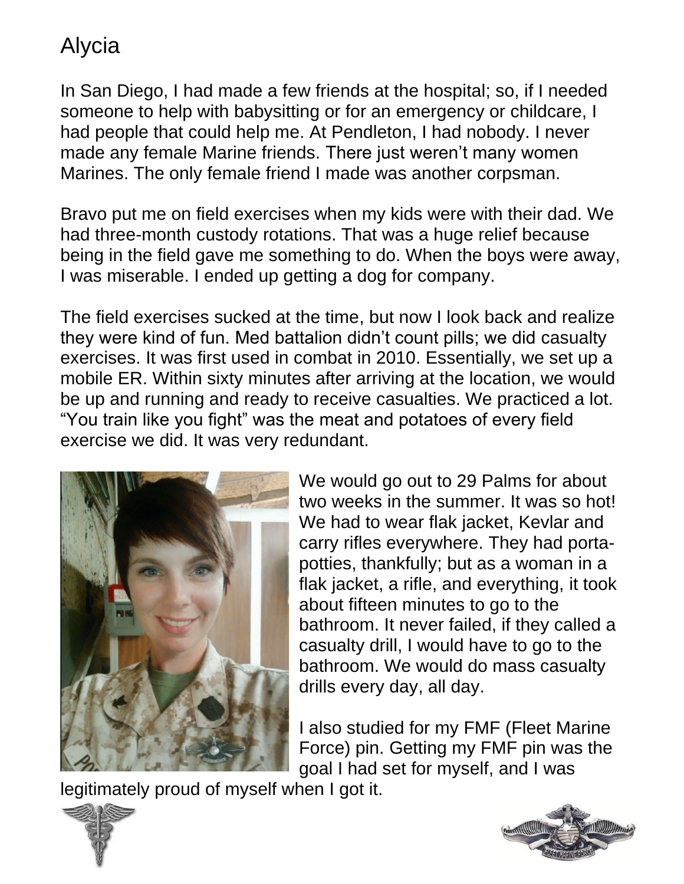# Alycia

In San Diego, I had made a few friends at the hospital; so, if I needed someone to help with babysitting or for an emergency or childcare, I had people that could help me. At Pendleton, I had nobody. I never made any female Marine friends. There just weren't many women Marines. The only female friend I made was another corpsman.

Bravo put me on field exercises when my kids were with their dad. We had three-month custody rotations. That was a huge relief because being in the field gave me something to do. When the boys were away, I was miserable. I ended up getting a dog for company.

The field exercises sucked at the time, but now I look back and realize they were kind of fun. Med battalion didn't count pills; we did casualty exercises. It was first used in combat in 2010. Essentially, we set up a mobile ER. Within sixty minutes after arriving at the location, we would be up and running and ready to receive casualties. We practiced a lot. "You train like you fight" was the meat and potatoes of every field exercise we did. It was very redundant.

We would go out to 29 Palms for about two weeks in the summer. It was so hot! We had to wear flak jacket, Kevlar and carry rifles everywhere. They had porta-potties, thankfully; but as a woman in a flak jacket, a rifle, and everything, it took about fifteen minutes to go to the bathroom. It never failed, if they called a casualty drill, I would have to go to the bathroom. We would do mass casualty drills every day, all day.

I also studied for my FMF (Fleet Marine Force) pin. Getting my FMF pin was the goal I had set for myself, and I was legitimately proud of myself when I got it.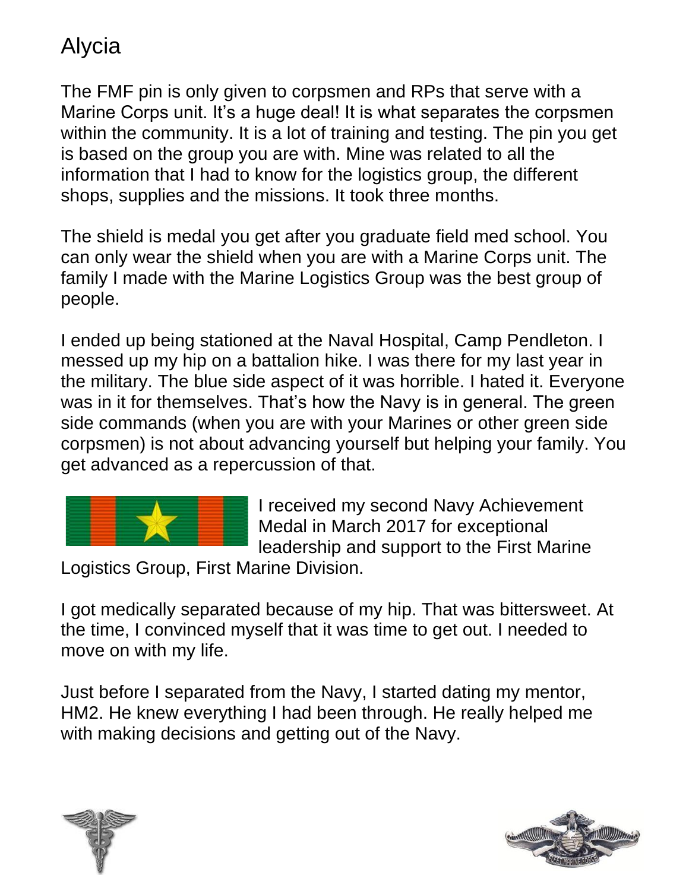# Alycia

The FMF pin is only given to corpsmen and RPs that serve with a Marine Corps unit. It's a huge deal! It is what separates the corpsmen within the community. It is a lot of training and testing. The pin you get is based on the group you are with. Mine was related to all the information that I had to know for the logistics group, the different shops, supplies and the missions. It took three months.

The shield is medal you get after you graduate field med school. You can only wear the shield when you are with a Marine Corps unit. The family I made with the Marine Logistics Group was the best group of people.

I ended up being stationed at the Naval Hospital, Camp Pendleton. I messed up my hip on a battalion hike. I was there for my last year in the military. The blue side aspect of it was horrible. I hated it. Everyone was in it for themselves. That's how the Navy is in general. The green side commands (when you are with your Marines or other green side corpsmen) is not about advancing yourself but helping your family. You get advanced as a repercussion of that.

I received my second Navy Achievement Medal in March 2017 for exceptional leadership and support to the First Marine Logistics Group, First Marine Division.

I got medically separated because of my hip. That was bittersweet. At the time, I convinced myself that it was time to get out. I needed to move on with my life.

Just before I separated from the Navy, I started dating my mentor, HM2. He knew everything I had been through. He really helped me with making decisions and getting out of the Navy.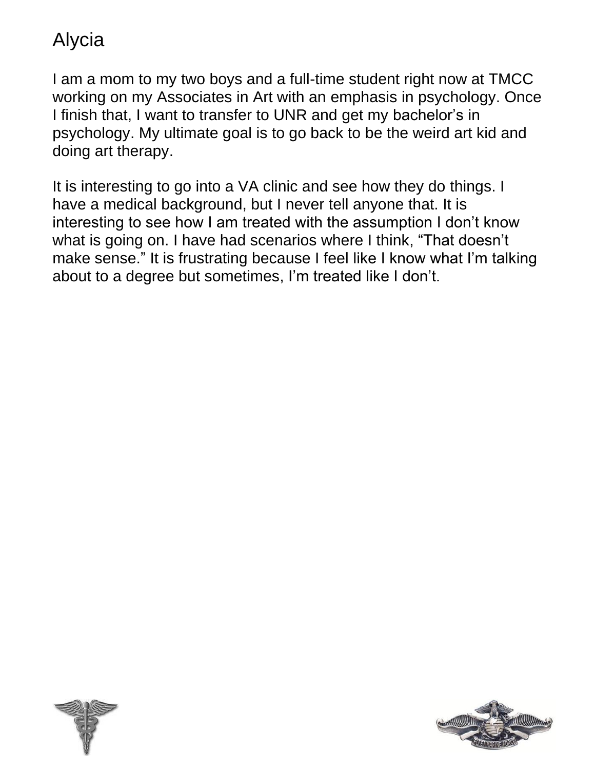# Alycia

I am a mom to my two boys and a full-time student right now at TMCC working on my Associates in Art with an emphasis in psychology. Once I finish that, I want to transfer to UNR and get my bachelor's in psychology. My ultimate goal is to go back to be the weird art kid and doing art therapy.

It is interesting to go into a VA clinic and see how they do things. I have a medical background, but I never tell anyone that. It is interesting to see how I am treated with the assumption I don't know what is going on. I have had scenarios where I think, "That doesn't make sense." It is frustrating because I feel like I know what I'm talking about to a degree but sometimes, I'm treated like I don't.